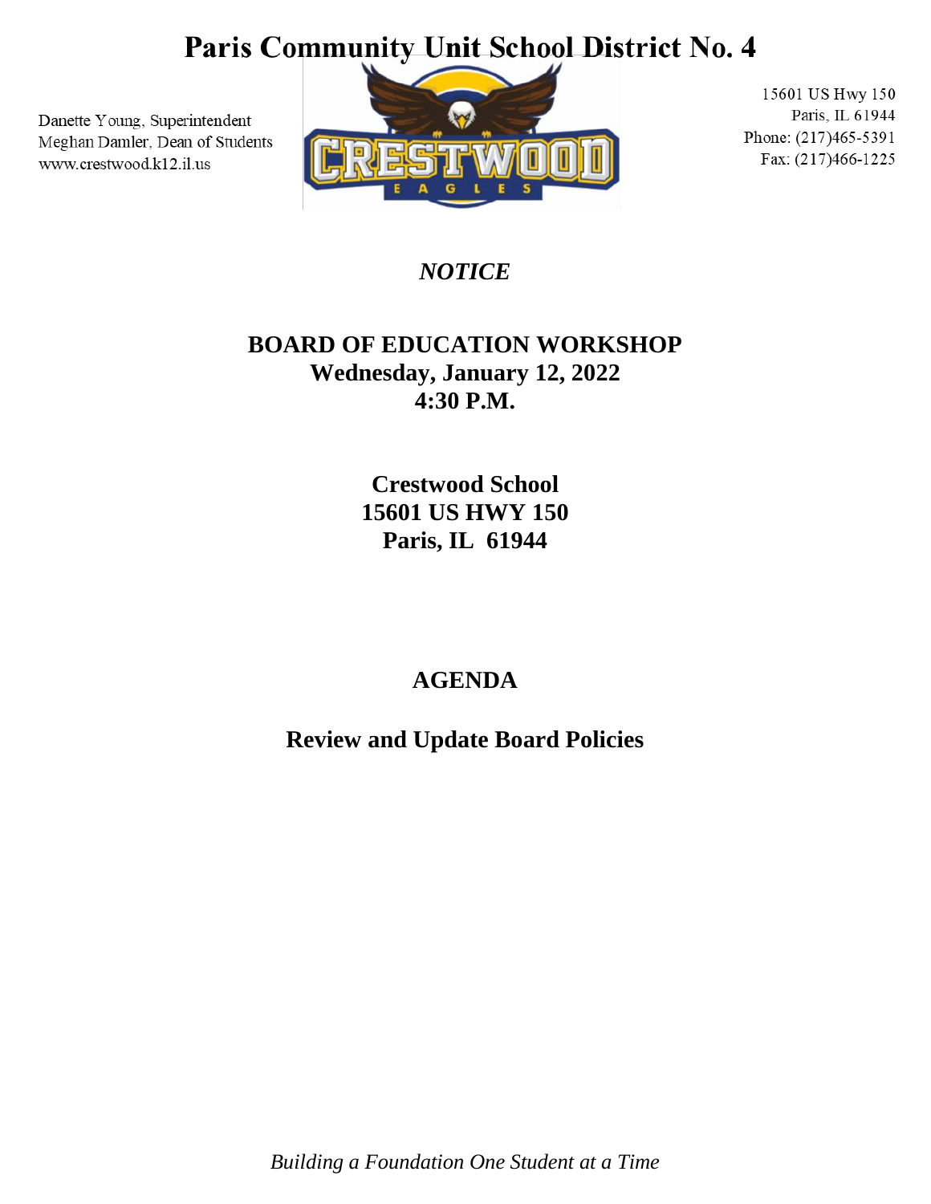# Paris Community Unit School District No. 4

Danette Young, Superintendent
Meghan Damler, Dean of Students
www.crestwood.k12.il.us

15601 US Hwy 150
Paris, IL 61944
Phone: (217)465-5391
Fax: (217)466-1225

*NOTICE*

**BOARD OF EDUCATION WORKSHOP**
**Wednesday, January 12, 2022**
**4:30 P.M.**

**Crestwood School**
**15601 US HWY 150**
**Paris, IL 61944**

## AGENDA

**Review and Update Board Policies**

*Building a Foundation One Student at a Time*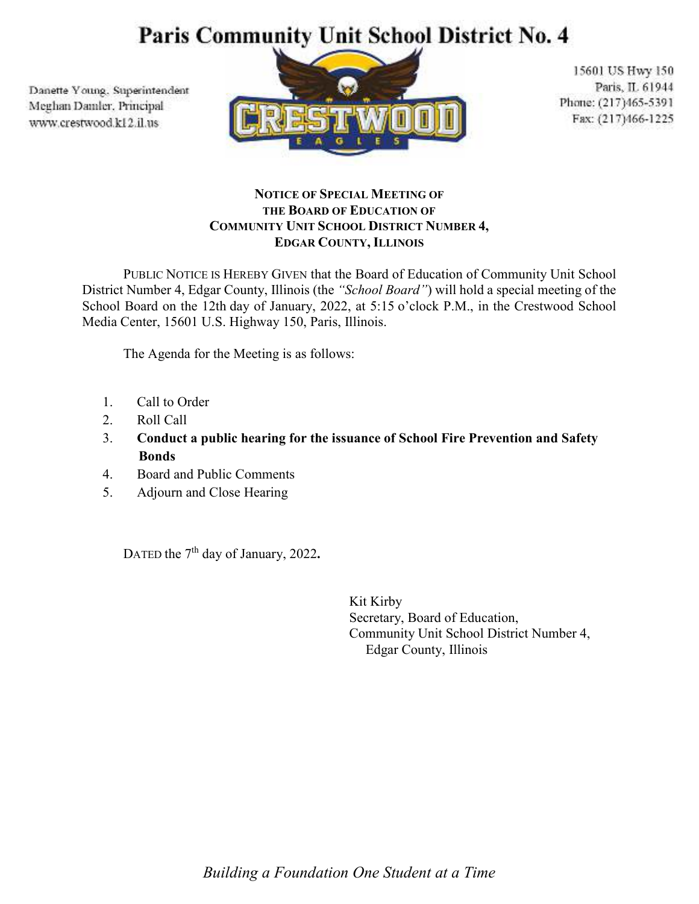# Paris Community Unit School District No. 4

Danette Young, Superintendent
Meghan Damler, Principal
www.crestwood.k12.il.us

15601 US Hwy 150
Paris, IL 61944
Phone: (217)465-5391
Fax: (217)466-1225

**NOTICE OF SPECIAL MEETING OF
THE BOARD OF EDUCATION OF
COMMUNITY UNIT SCHOOL DISTRICT NUMBER 4,
EDGAR COUNTY, ILLINOIS**

PUBLIC NOTICE IS HEREBY GIVEN that the Board of Education of Community Unit School District Number 4, Edgar County, Illinois (the *"School Board"*) will hold a special meeting of the School Board on the 12th day of January, 2022, at 5:15 o'clock P.M., in the Crestwood School Media Center, 15601 U.S. Highway 150, Paris, Illinois.

The Agenda for the Meeting is as follows:

1. Call to Order
2. Roll Call
3. **Conduct a public hearing for the issuance of School Fire Prevention and Safety Bonds**
4. Board and Public Comments
5. Adjourn and Close Hearing

DATED the 7th day of January, 2022.

Kit Kirby
Secretary, Board of Education,
Community Unit School District Number 4,
Edgar County, Illinois

*Building a Foundation One Student at a Time*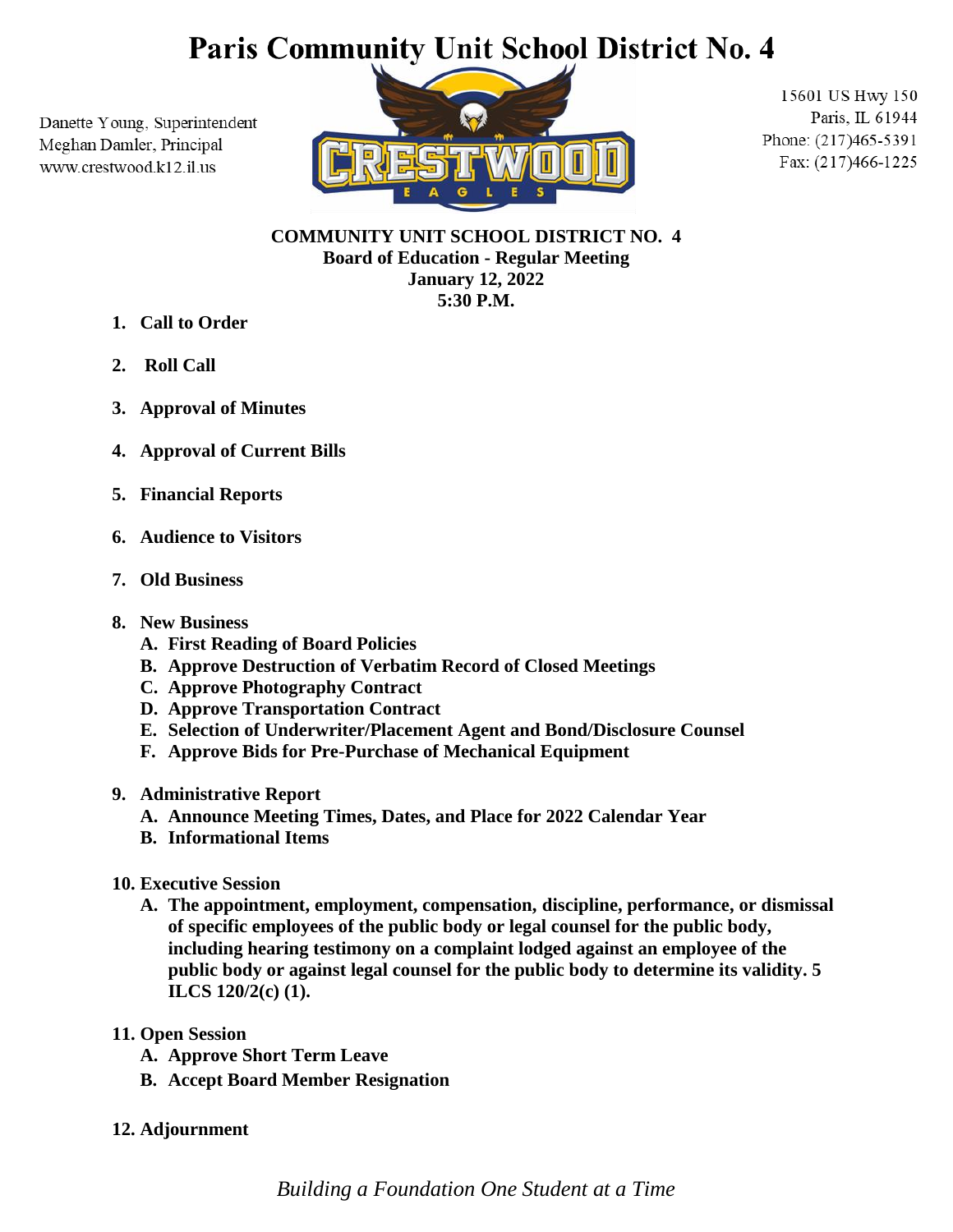# Paris Community Unit School District No. 4

Danette Young, Superintendent
Meghan Damler, Principal
www.crestwood.k12.il.us

15601 US Hwy 150
Paris, IL 61944
Phone: (217)465-5391
Fax: (217)466-1225

**COMMUNITY UNIT SCHOOL DISTRICT NO. 4**
**Board of Education - Regular Meeting**
**January 12, 2022**
**5:30 P.M.**

1. **Call to Order**
2. **Roll Call**
3. **Approval of Minutes**
4. **Approval of Current Bills**
5. **Financial Reports**
6. **Audience to Visitors**
7. **Old Business**
8. **New Business**
   - A. **First Reading of Board Policies**
   - B. **Approve Destruction of Verbatim Record of Closed Meetings**
   - C. **Approve Photography Contract**
   - D. **Approve Transportation Contract**
   - E. **Selection of Underwriter/Placement Agent and Bond/Disclosure Counsel**
   - F. **Approve Bids for Pre-Purchase of Mechanical Equipment**
9. **Administrative Report**
   - A. **Announce Meeting Times, Dates, and Place for 2022 Calendar Year**
   - B. **Informational Items**
10. **Executive Session**
    - A. **The appointment, employment, compensation, discipline, performance, or dismissal of specific employees of the public body or legal counsel for the public body, including hearing testimony on a complaint lodged against an employee of the public body or against legal counsel for the public body to determine its validity. 5 ILCS 120/2(c) (1).**
11. **Open Session**
    - A. **Approve Short Term Leave**
    - B. **Accept Board Member Resignation**
12. **Adjournment**

*Building a Foundation One Student at a Time*